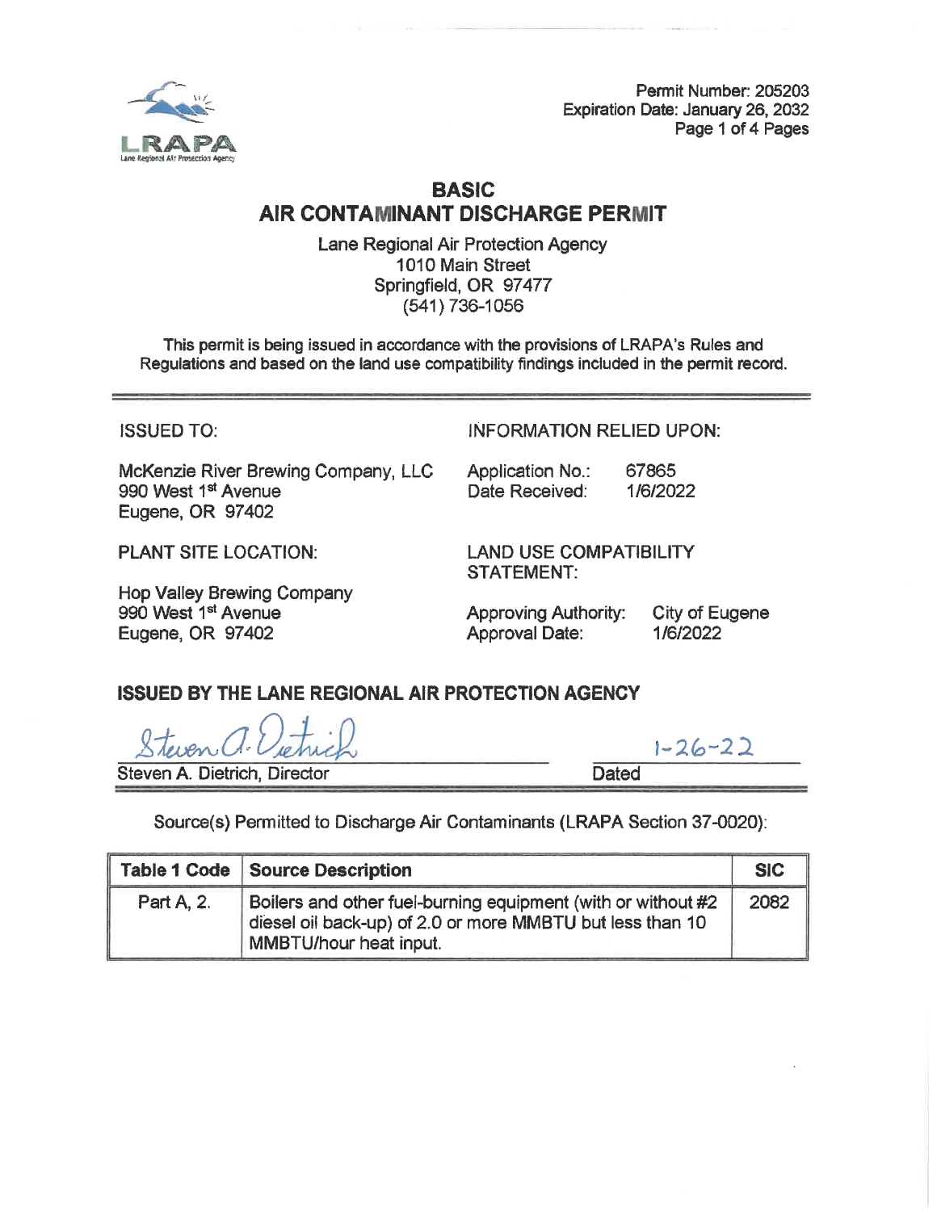Permit Number: 205203
Expiration Date: January 26, 2032

# BASIC
# AIR CONTAMINANT DISCHARGE PERMIT

Lane Regional Air Protection Agency
1010 Main Street
Springfield, OR 97477
(541) 736-1056

This permit is being issued in accordance with the provisions of LRAPA's Rules and Regulations and based on the land use compatibility findings included in the permit record.

---

ISSUED TO:

McKenzie River Brewing Company, LLC
990 West 1st Avenue
Eugene, OR 97402

PLANT SITE LOCATION:

Hop Valley Brewing Company
990 West 1st Avenue
Eugene, OR 97402

INFORMATION RELIED UPON:

Application No.: 67865
Date Received: 1/6/2022

LAND USE COMPATIBILITY STATEMENT:

Approving Authority: City of Eugene
Approval Date: 1/6/2022

**ISSUED BY THE LANE REGIONAL AIR PROTECTION AGENCY**

Steven A. Dietrich
Steven A. Dietrich, Director

1-26-22
Dated

---

Source(s) Permitted to Discharge Air Contaminants (LRAPA Section 37-0020):

| Table 1 Code | Source Description | SIC |
|---|---|---|
| Part A, 2. | Boilers and other fuel-burning equipment (with or without #2 diesel oil back-up) of 2.0 or more MMBTU but less than 10 MMBTU/hour heat input. | 2082 |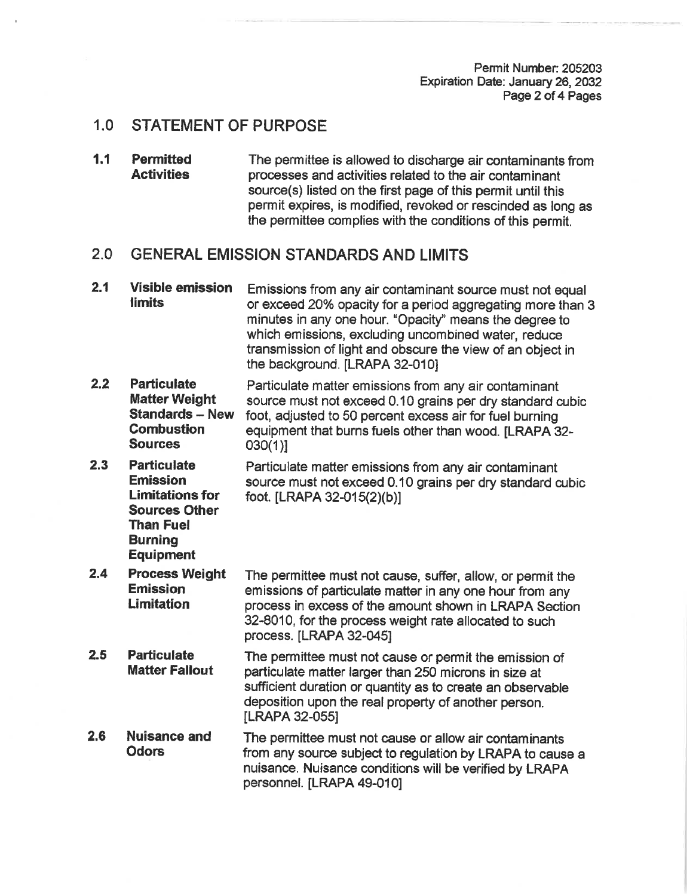## 1.0 STATEMENT OF PURPOSE

| | | |
|---|---|---|
| **1.1** | **Permitted Activities** | The permittee is allowed to discharge air contaminants from processes and activities related to the air contaminant source(s) listed on the first page of this permit until this permit expires, is modified, revoked or rescinded as long as the permittee complies with the conditions of this permit. |

## 2.0 GENERAL EMISSION STANDARDS AND LIMITS

| | | |
|---|---|---|
| **2.1** | **Visible emission limits** | Emissions from any air contaminant source must not equal or exceed 20% opacity for a period aggregating more than 3 minutes in any one hour. "Opacity" means the degree to which emissions, excluding uncombined water, reduce transmission of light and obscure the view of an object in the background. [LRAPA 32-010] |
| **2.2** | **Particulate Matter Weight Standards – New Combustion Sources** | Particulate matter emissions from any air contaminant source must not exceed 0.10 grains per dry standard cubic foot, adjusted to 50 percent excess air for fuel burning equipment that burns fuels other than wood. [LRAPA 32-030(1)] |
| **2.3** | **Particulate Emission Limitations for Sources Other Than Fuel Burning Equipment** | Particulate matter emissions from any air contaminant source must not exceed 0.10 grains per dry standard cubic foot. [LRAPA 32-015(2)(b)] |
| **2.4** | **Process Weight Emission Limitation** | The permittee must not cause, suffer, allow, or permit the emissions of particulate matter in any one hour from any process in excess of the amount shown in LRAPA Section 32-8010, for the process weight rate allocated to such process. [LRAPA 32-045] |
| **2.5** | **Particulate Matter Fallout** | The permittee must not cause or permit the emission of particulate matter larger than 250 microns in size at sufficient duration or quantity as to create an observable deposition upon the real property of another person. [LRAPA 32-055] |
| **2.6** | **Nuisance and Odors** | The permittee must not cause or allow air contaminants from any source subject to regulation by LRAPA to cause a nuisance. Nuisance conditions will be verified by LRAPA personnel. [LRAPA 49-010] |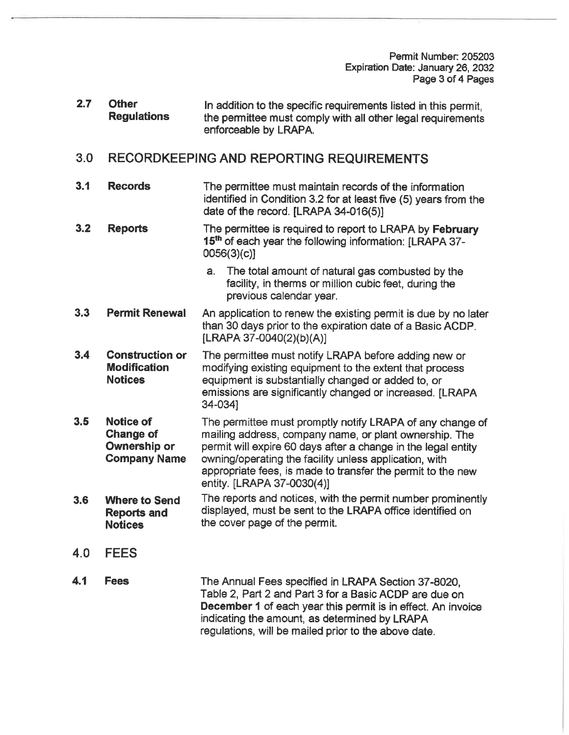| | | |
|---|---|---|
| **2.7** | **Other Regulations** | In addition to the specific requirements listed in this permit, the permittee must comply with all other legal requirements enforceable by LRAPA. |

## 3.0 RECORDKEEPING AND REPORTING REQUIREMENTS

| | | |
|---|---|---|
| **3.1** | **Records** | The permittee must maintain records of the information identified in Condition 3.2 for at least five (5) years from the date of the record. [LRAPA 34-016(5)] |
| **3.2** | **Reports** | The permittee is required to report to LRAPA by **February 15th** of each year the following information: [LRAPA 37-0056(3)(c)]<br>a. The total amount of natural gas combusted by the facility, in therms or million cubic feet, during the previous calendar year. |
| **3.3** | **Permit Renewal** | An application to renew the existing permit is due by no later than 30 days prior to the expiration date of a Basic ACDP. [LRAPA 37-0040(2)(b)(A)] |
| **3.4** | **Construction or Modification Notices** | The permittee must notify LRAPA before adding new or modifying existing equipment to the extent that process equipment is substantially changed or added to, or emissions are significantly changed or increased. [LRAPA 34-034] |
| **3.5** | **Notice of Change of Ownership or Company Name** | The permittee must promptly notify LRAPA of any change of mailing address, company name, or plant ownership. The permit will expire 60 days after a change in the legal entity owning/operating the facility unless application, with appropriate fees, is made to transfer the permit to the new entity. [LRAPA 37-0030(4)] |
| **3.6** | **Where to Send Reports and Notices** | The reports and notices, with the permit number prominently displayed, must be sent to the LRAPA office identified on the cover page of the permit. |

## 4.0 FEES

| | | |
|---|---|---|
| **4.1** | **Fees** | The Annual Fees specified in LRAPA Section 37-8020, Table 2, Part 2 and Part 3 for a Basic ACDP are due on **December 1** of each year this permit is in effect. An invoice indicating the amount, as determined by LRAPA regulations, will be mailed prior to the above date. |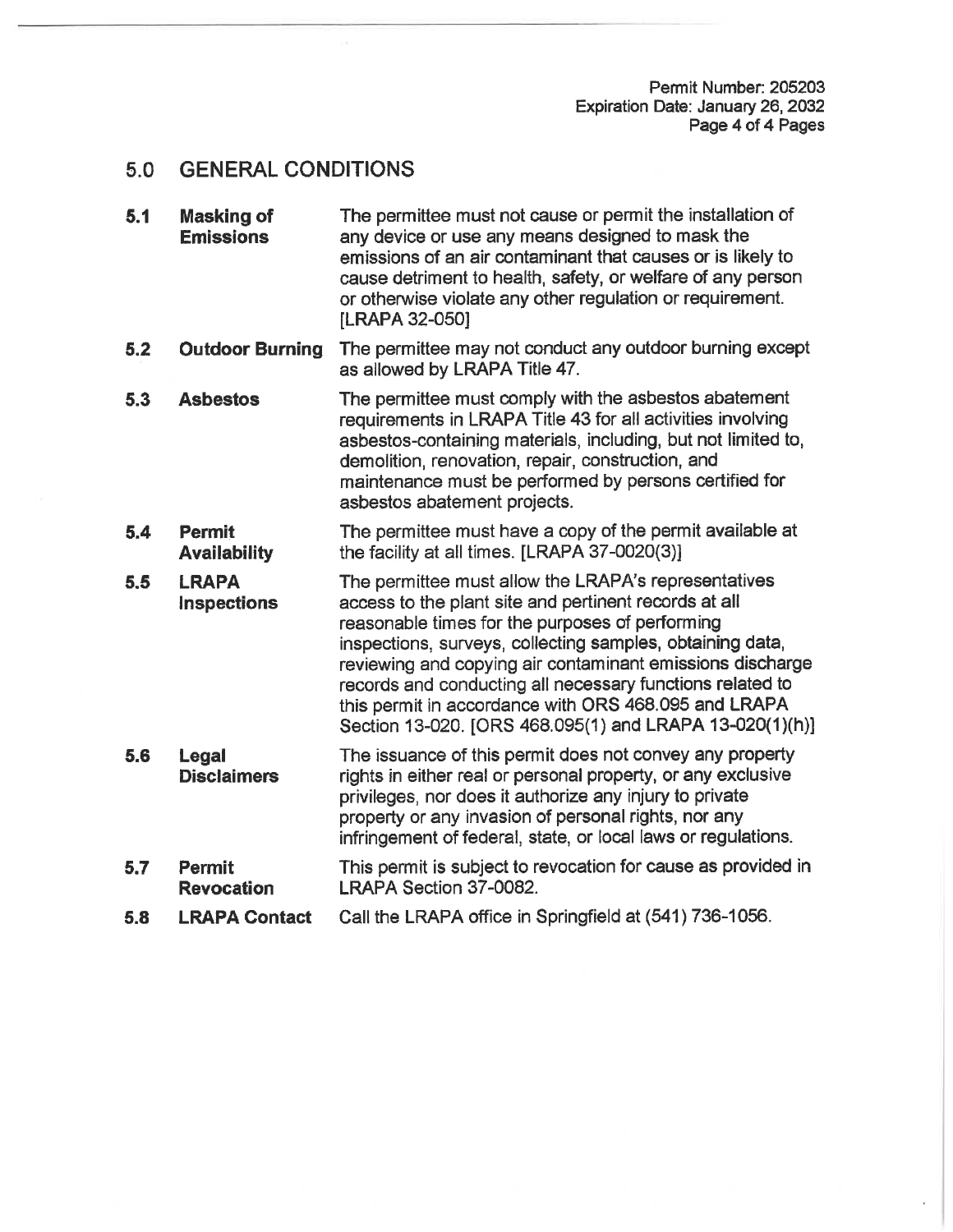## 5.0 GENERAL CONDITIONS

| | | |
|---|---|---|
| **5.1** | **Masking of Emissions** | The permittee must not cause or permit the installation of any device or use any means designed to mask the emissions of an air contaminant that causes or is likely to cause detriment to health, safety, or welfare of any person or otherwise violate any other regulation or requirement. [LRAPA 32-050] |
| **5.2** | **Outdoor Burning** | The permittee may not conduct any outdoor burning except as allowed by LRAPA Title 47. |
| **5.3** | **Asbestos** | The permittee must comply with the asbestos abatement requirements in LRAPA Title 43 for all activities involving asbestos-containing materials, including, but not limited to, demolition, renovation, repair, construction, and maintenance must be performed by persons certified for asbestos abatement projects. |
| **5.4** | **Permit Availability** | The permittee must have a copy of the permit available at the facility at all times. [LRAPA 37-0020(3)] |
| **5.5** | **LRAPA Inspections** | The permittee must allow the LRAPA's representatives access to the plant site and pertinent records at all reasonable times for the purposes of performing inspections, surveys, collecting samples, obtaining data, reviewing and copying air contaminant emissions discharge records and conducting all necessary functions related to this permit in accordance with ORS 468.095 and LRAPA Section 13-020. [ORS 468.095(1) and LRAPA 13-020(1)(h)] |
| **5.6** | **Legal Disclaimers** | The issuance of this permit does not convey any property rights in either real or personal property, or any exclusive privileges, nor does it authorize any injury to private property or any invasion of personal rights, nor any infringement of federal, state, or local laws or regulations. |
| **5.7** | **Permit Revocation** | This permit is subject to revocation for cause as provided in LRAPA Section 37-0082. |
| **5.8** | **LRAPA Contact** | Call the LRAPA office in Springfield at (541) 736-1056. |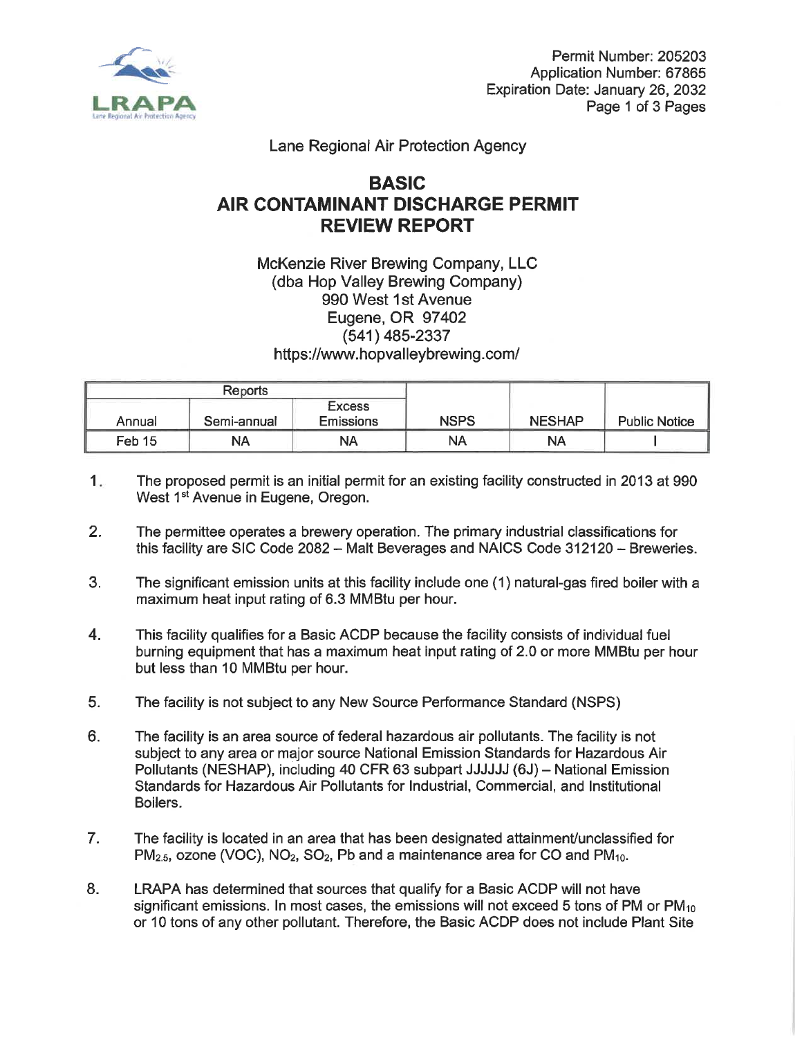Permit Number: 205203
Application Number: 67865
Expiration Date: January 26, 2032

Lane Regional Air Protection Agency

# BASIC AIR CONTAMINANT DISCHARGE PERMIT REVIEW REPORT

McKenzie River Brewing Company, LLC
(dba Hop Valley Brewing Company)
990 West 1st Avenue
Eugene, OR 97402
(541) 485-2337
https://www.hopvalleybrewing.com/

| Reports | | | | | |
|---|---|---|---|---|---|
| Annual | Semi-annual | Excess Emissions | NSPS | NESHAP | Public Notice |
| Feb 15 | NA | NA | NA | NA | I |

1. The proposed permit is an initial permit for an existing facility constructed in 2013 at 990 West 1st Avenue in Eugene, Oregon.

2. The permittee operates a brewery operation. The primary industrial classifications for this facility are SIC Code 2082 – Malt Beverages and NAICS Code 312120 – Breweries.

3. The significant emission units at this facility include one (1) natural-gas fired boiler with a maximum heat input rating of 6.3 MMBtu per hour.

4. This facility qualifies for a Basic ACDP because the facility consists of individual fuel burning equipment that has a maximum heat input rating of 2.0 or more MMBtu per hour but less than 10 MMBtu per hour.

5. The facility is not subject to any New Source Performance Standard (NSPS)

6. The facility is an area source of federal hazardous air pollutants. The facility is not subject to any area or major source National Emission Standards for Hazardous Air Pollutants (NESHAP), including 40 CFR 63 subpart JJJJJJ (6J) – National Emission Standards for Hazardous Air Pollutants for Industrial, Commercial, and Institutional Boilers.

7. The facility is located in an area that has been designated attainment/unclassified for $PM_{2.5}$, ozone (VOC), $NO_2$, $SO_2$, Pb and a maintenance area for CO and $PM_{10}$.

8. LRAPA has determined that sources that qualify for a Basic ACDP will not have significant emissions. In most cases, the emissions will not exceed 5 tons of PM or $PM_{10}$ or 10 tons of any other pollutant. Therefore, the Basic ACDP does not include Plant Site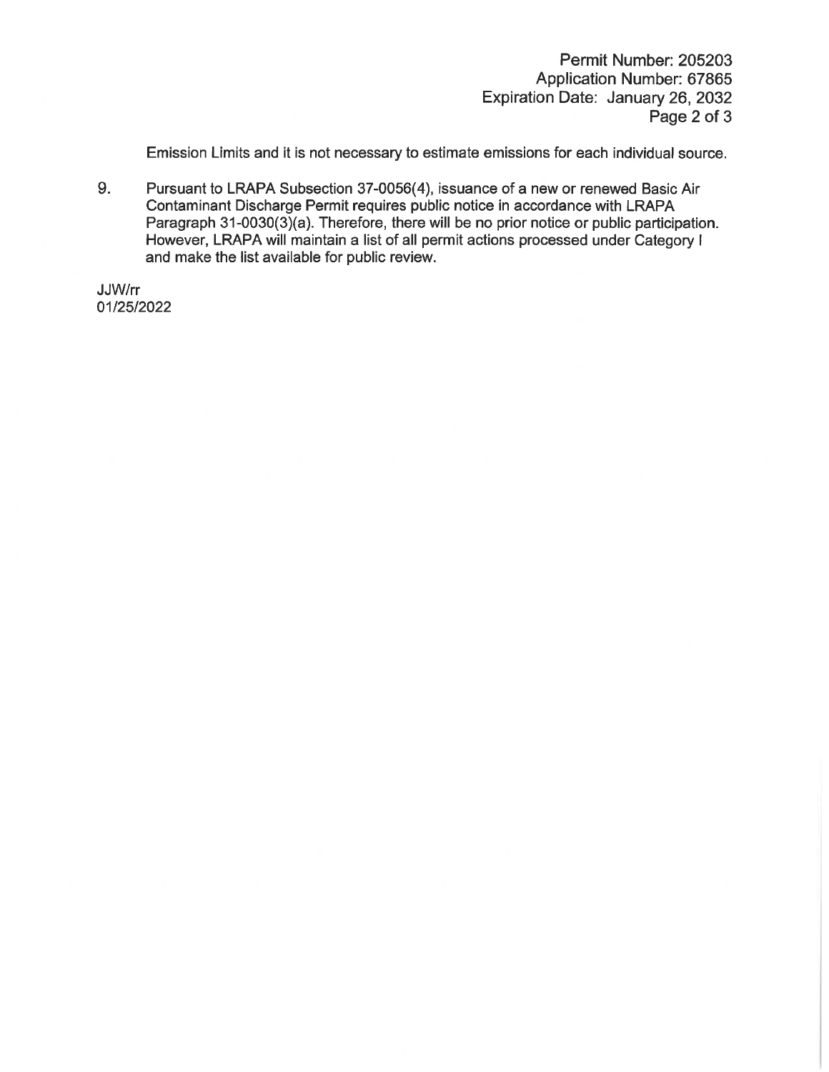Emission Limits and it is not necessary to estimate emissions for each individual source.

9. Pursuant to LRAPA Subsection 37-0056(4), issuance of a new or renewed Basic Air Contaminant Discharge Permit requires public notice in accordance with LRAPA Paragraph 31-0030(3)(a). Therefore, there will be no prior notice or public participation. However, LRAPA will maintain a list of all permit actions processed under Category I and make the list available for public review.

JJW/rr
01/25/2022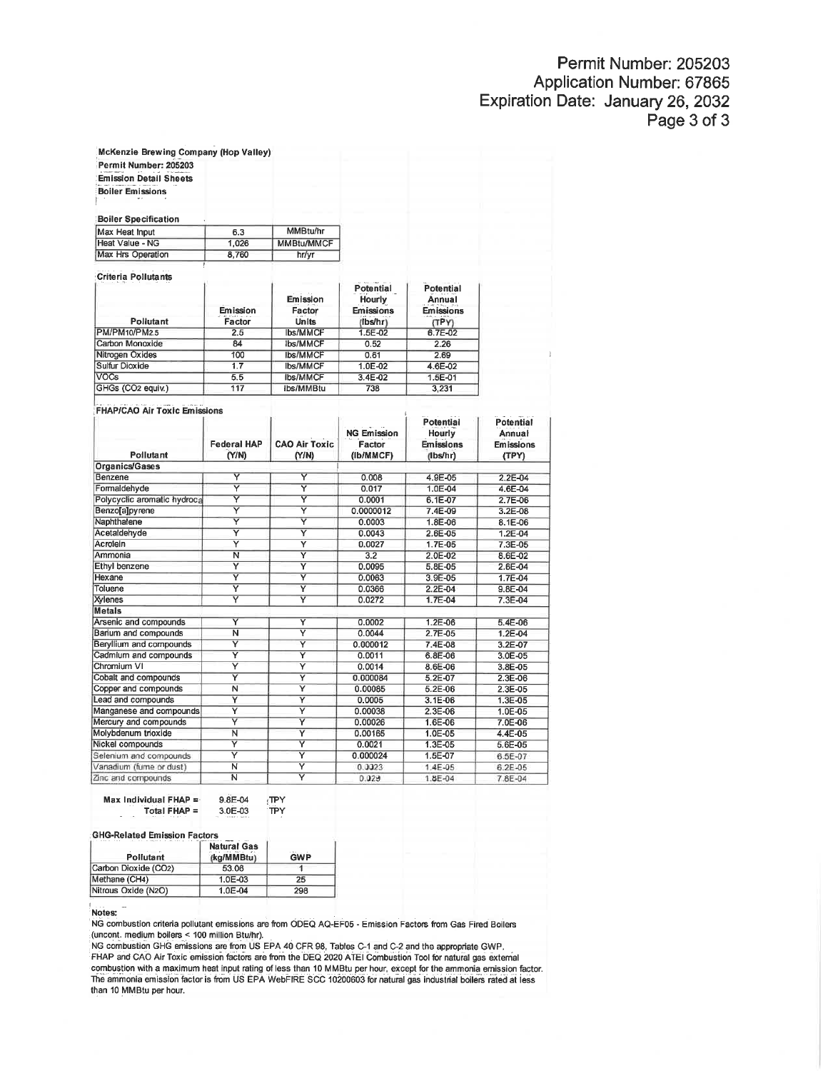Permit Number: 205203
Application Number: 67865
Expiration Date: January 26, 2032

**McKenzie Brewing Company (Hop Valley)**
**Permit Number: 205203**
**Emission Detail Sheets**
**Boiler Emissions**

**Boiler Specification**

| | | |
|---|---|---|
| Max Heat Input | 6.3 | MMBtu/hr |
| Heat Value - NG | 1,026 | MMBtu/MMCF |
| Max Hrs Operation | 8,760 | hr/yr |

**Criteria Pollutants**

| Pollutant | Emission Factor | Emission Factor Units | Potential Hourly Emissions (lbs/hr) | Potential Annual Emissions (TPY) |
|---|---|---|---|---|
| PM/PM10/PM2.5 | 2.5 | lbs/MMCF | 1.5E-02 | 6.7E-02 |
| Carbon Monoxide | 84 | lbs/MMCF | 0.52 | 2.26 |
| Nitrogen Oxides | 100 | lbs/MMCF | 0.61 | 2.69 |
| Sulfur Dioxide | 1.7 | lbs/MMCF | 1.0E-02 | 4.6E-02 |
| VOCs | 5.5 | lbs/MMCF | 3.4E-02 | 1.5E-01 |
| GHGs ($CO_2$ equiv.) | 117 | lbs/MMBtu | 738 | 3,231 |

**FHAP/CAO Air Toxic Emissions**

| Pollutant | Federal HAP (Y/N) | CAO Air Toxic (Y/N) | NG Emission Factor (lb/MMCF) | Potential Hourly Emissions (lbs/hr) | Potential Annual Emissions (TPY) |
|---|---|---|---|---|---|
| **Organics/Gases** | | | | | |
| Benzene | Y | Y | 0.008 | 4.9E-05 | 2.2E-04 |
| Formaldehyde | Y | Y | 0.017 | 1.0E-04 | 4.6E-04 |
| Polycyclic aromatic hydroca | Y | Y | 0.0001 | 6.1E-07 | 2.7E-06 |
| Benzo[a]pyrene | Y | Y | 0.0000012 | 7.4E-09 | 3.2E-08 |
| Naphthalene | Y | Y | 0.0003 | 1.8E-06 | 8.1E-06 |
| Acetaldehyde | Y | Y | 0.0043 | 2.6E-05 | 1.2E-04 |
| Acrolein | Y | Y | 0.0027 | 1.7E-05 | 7.3E-05 |
| Ammonia | N | Y | 3.2 | 2.0E-02 | 8.6E-02 |
| Ethyl benzene | Y | Y | 0.0095 | 5.8E-05 | 2.6E-04 |
| Hexane | Y | Y | 0.0063 | 3.9E-05 | 1.7E-04 |
| Toluene | Y | Y | 0.0366 | 2.2E-04 | 9.8E-04 |
| Xylenes | Y | Y | 0.0272 | 1.7E-04 | 7.3E-04 |
| **Metals** | | | | | |
| Arsenic and compounds | Y | Y | 0.0002 | 1.2E-06 | 5.4E-06 |
| Barium and compounds | N | Y | 0.0044 | 2.7E-05 | 1.2E-04 |
| Beryllium and compounds | Y | Y | 0.000012 | 7.4E-08 | 3.2E-07 |
| Cadmium and compounds | Y | Y | 0.0011 | 6.8E-06 | 3.0E-05 |
| Chromium VI | Y | Y | 0.0014 | 8.6E-06 | 3.8E-05 |
| Cobalt and compounds | Y | Y | 0.000084 | 5.2E-07 | 2.3E-06 |
| Copper and compounds | N | Y | 0.00085 | 5.2E-06 | 2.3E-05 |
| Lead and compounds | Y | Y | 0.0005 | 3.1E-06 | 1.3E-05 |
| Manganese and compounds | Y | Y | 0.00038 | 2.3E-06 | 1.0E-05 |
| Mercury and compounds | Y | Y | 0.00026 | 1.6E-06 | 7.0E-06 |
| Molybdenum trioxide | N | Y | 0.00165 | 1.0E-05 | 4.4E-05 |
| Nickel compounds | Y | Y | 0.0021 | 1.3E-05 | 5.6E-05 |
| Selenium and compounds | Y | Y | 0.000024 | 1.5E-07 | 6.5E-07 |
| Vanadium (fume or dust) | N | Y | 0.0023 | 1.4E-05 | 6.2E-05 |
| Zinc and compounds | N | Y | 0.029 | 1.8E-04 | 7.8E-04 |

**Max Individual FHAP =** 9.8E-04 TPY
**Total FHAP =** 3.0E-03 TPY

**GHG-Related Emission Factors**

| Pollutant | Natural Gas (kg/MMBtu) | GWP |
|---|---|---|
| Carbon Dioxide ($CO_2$) | 53.06 | 1 |
| Methane ($CH_4$) | 1.0E-03 | 25 |
| Nitrous Oxide ($N_2O$) | 1.0E-04 | 298 |

**Notes:**

NG combustion criteria pollutant emissions are from ODEQ AQ-EF05 - Emission Factors from Gas Fired Boilers (uncont. medium boilers < 100 million Btu/hr).
NG combustion GHG emissions are from US EPA 40 CFR 98, Tables C-1 and C-2 and the appropriate GWP.
FHAP and CAO Air Toxic emission factors are from the DEQ 2020 ATEI Combustion Tool for natural gas external combustion with a maximum heat input rating of less than 10 MMBtu per hour, except for the ammonia emission factor. The ammonia emission factor is from US EPA WebFIRE SCC 10200603 for natural gas industrial boilers rated at less than 10 MMBtu per hour.